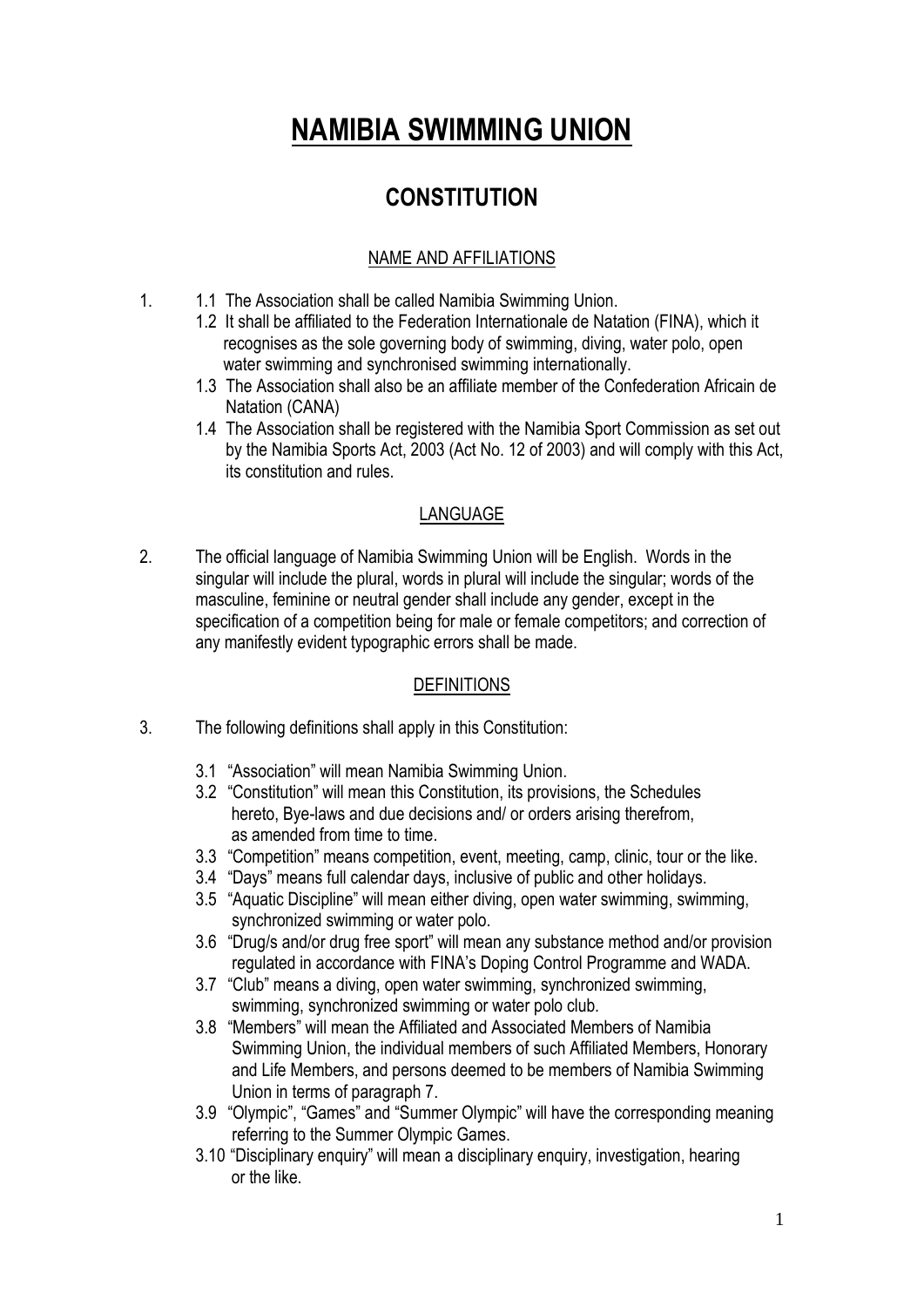# NAMIBIA SWIMMING UNION

## CONSTITUTION

### NAME AND AFFILIATIONS

1. 1.1 The Association shall be called Namibia Swimming Union.

   1.2 It shall be affiliated to the Federation Internationale de Natation (FINA), which it recognises as the sole governing body of swimming, diving, water polo, open water swimming and synchronised swimming internationally.

   1.3 The Association shall also be an affiliate member of the Confederation Africain de Natation (CANA)

   1.4 The Association shall be registered with the Namibia Sport Commission as set out by the Namibia Sports Act, 2003 (Act No. 12 of 2003) and will comply with this Act, its constitution and rules.

### LANGUAGE

2. The official language of Namibia Swimming Union will be English. Words in the singular will include the plural, words in plural will include the singular; words of the masculine, feminine or neutral gender shall include any gender, except in the specification of a competition being for male or female competitors; and correction of any manifestly evident typographic errors shall be made.

### DEFINITIONS

3. The following definitions shall apply in this Constitution:

   3.1 "Association" will mean Namibia Swimming Union.

   3.2 "Constitution" will mean this Constitution, its provisions, the Schedules hereto, Bye-laws and due decisions and/ or orders arising therefrom, as amended from time to time.

   3.3 "Competition" means competition, event, meeting, camp, clinic, tour or the like.

   3.4 "Days" means full calendar days, inclusive of public and other holidays.

   3.5 "Aquatic Discipline" will mean either diving, open water swimming, swimming, synchronized swimming or water polo.

   3.6 "Drug/s and/or drug free sport" will mean any substance method and/or provision regulated in accordance with FINA's Doping Control Programme and WADA.

   3.7 "Club" means a diving, open water swimming, synchronized swimming, swimming, synchronized swimming or water polo club.

   3.8 "Members" will mean the Affiliated and Associated Members of Namibia Swimming Union, the individual members of such Affiliated Members, Honorary and Life Members, and persons deemed to be members of Namibia Swimming Union in terms of paragraph 7.

   3.9 "Olympic", "Games" and "Summer Olympic" will have the corresponding meaning referring to the Summer Olympic Games.

   3.10 "Disciplinary enquiry" will mean a disciplinary enquiry, investigation, hearing or the like.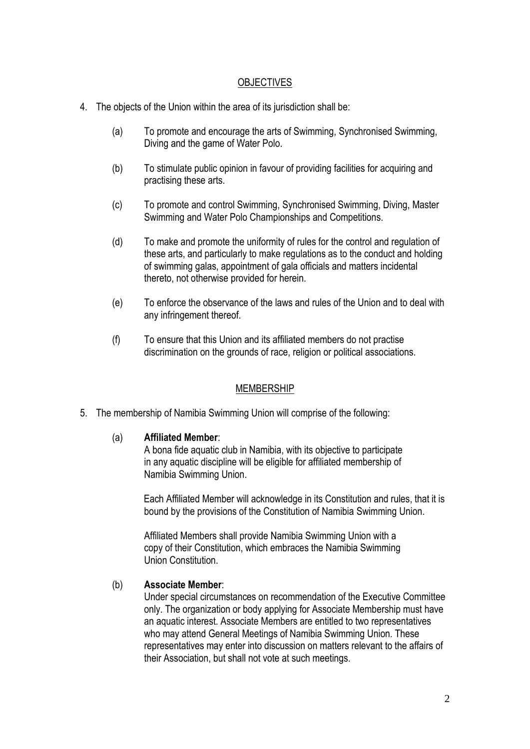## OBJECTIVES

4. The objects of the Union within the area of its jurisdiction shall be:

   (a) To promote and encourage the arts of Swimming, Synchronised Swimming, Diving and the game of Water Polo.

   (b) To stimulate public opinion in favour of providing facilities for acquiring and practising these arts.

   (c) To promote and control Swimming, Synchronised Swimming, Diving, Master Swimming and Water Polo Championships and Competitions.

   (d) To make and promote the uniformity of rules for the control and regulation of these arts, and particularly to make regulations as to the conduct and holding of swimming galas, appointment of gala officials and matters incidental thereto, not otherwise provided for herein.

   (e) To enforce the observance of the laws and rules of the Union and to deal with any infringement thereof.

   (f) To ensure that this Union and its affiliated members do not practise discrimination on the grounds of race, religion or political associations.

## MEMBERSHIP

5. The membership of Namibia Swimming Union will comprise of the following:

   (a) **Affiliated Member**:
   A bona fide aquatic club in Namibia, with its objective to participate in any aquatic discipline will be eligible for affiliated membership of Namibia Swimming Union.

   Each Affiliated Member will acknowledge in its Constitution and rules, that it is bound by the provisions of the Constitution of Namibia Swimming Union.

   Affiliated Members shall provide Namibia Swimming Union with a copy of their Constitution, which embraces the Namibia Swimming Union Constitution.

   (b) **Associate Member**:
   Under special circumstances on recommendation of the Executive Committee only. The organization or body applying for Associate Membership must have an aquatic interest. Associate Members are entitled to two representatives who may attend General Meetings of Namibia Swimming Union. These representatives may enter into discussion on matters relevant to the affairs of their Association, but shall not vote at such meetings.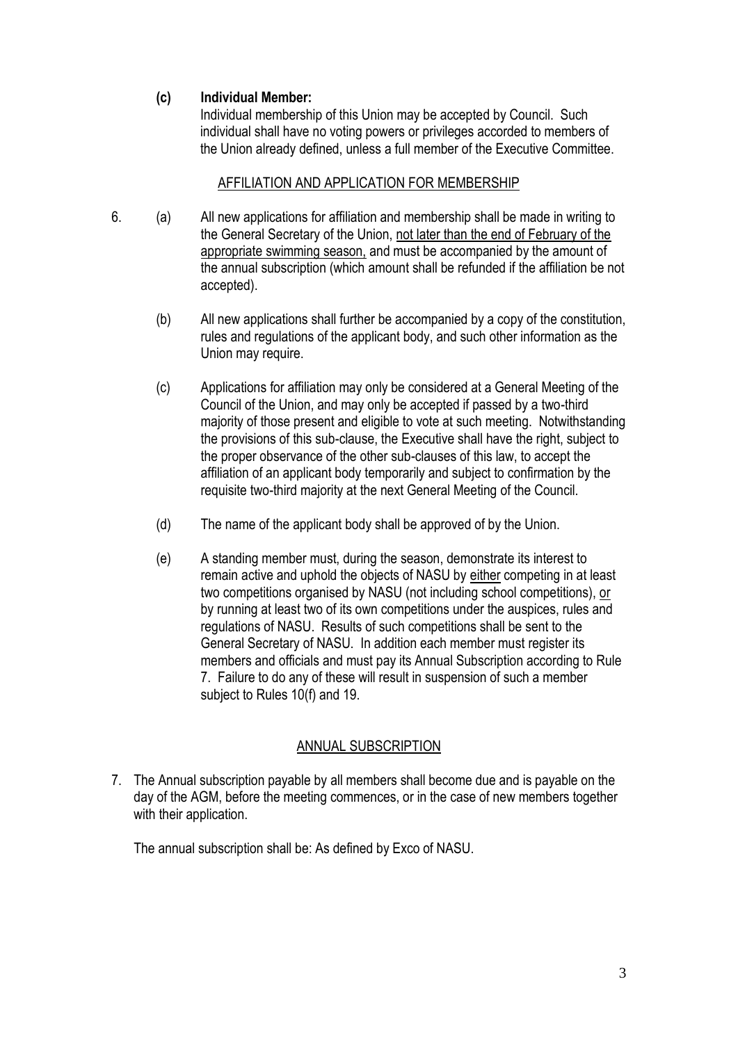**(c) Individual Member:**

Individual membership of this Union may be accepted by Council. Such individual shall have no voting powers or privileges accorded to members of the Union already defined, unless a full member of the Executive Committee.

## AFFILIATION AND APPLICATION FOR MEMBERSHIP

6. (a) All new applications for affiliation and membership shall be made in writing to the General Secretary of the Union, <u>not later than the end of February of the appropriate swimming season,</u> and must be accompanied by the amount of the annual subscription (which amount shall be refunded if the affiliation be not accepted).

   (b) All new applications shall further be accompanied by a copy of the constitution, rules and regulations of the applicant body, and such other information as the Union may require.

   (c) Applications for affiliation may only be considered at a General Meeting of the Council of the Union, and may only be accepted if passed by a two-third majority of those present and eligible to vote at such meeting. Notwithstanding the provisions of this sub-clause, the Executive shall have the right, subject to the proper observance of the other sub-clauses of this law, to accept the affiliation of an applicant body temporarily and subject to confirmation by the requisite two-third majority at the next General Meeting of the Council.

   (d) The name of the applicant body shall be approved of by the Union.

   (e) A standing member must, during the season, demonstrate its interest to remain active and uphold the objects of NASU by <u>either</u> competing in at least two competitions organised by NASU (not including school competitions), <u>or</u> by running at least two of its own competitions under the auspices, rules and regulations of NASU. Results of such competitions shall be sent to the General Secretary of NASU. In addition each member must register its members and officials and must pay its Annual Subscription according to Rule 7. Failure to do any of these will result in suspension of such a member subject to Rules 10(f) and 19.

## ANNUAL SUBSCRIPTION

7. The Annual subscription payable by all members shall become due and is payable on the day of the AGM, before the meeting commences, or in the case of new members together with their application.

   The annual subscription shall be: As defined by Exco of NASU.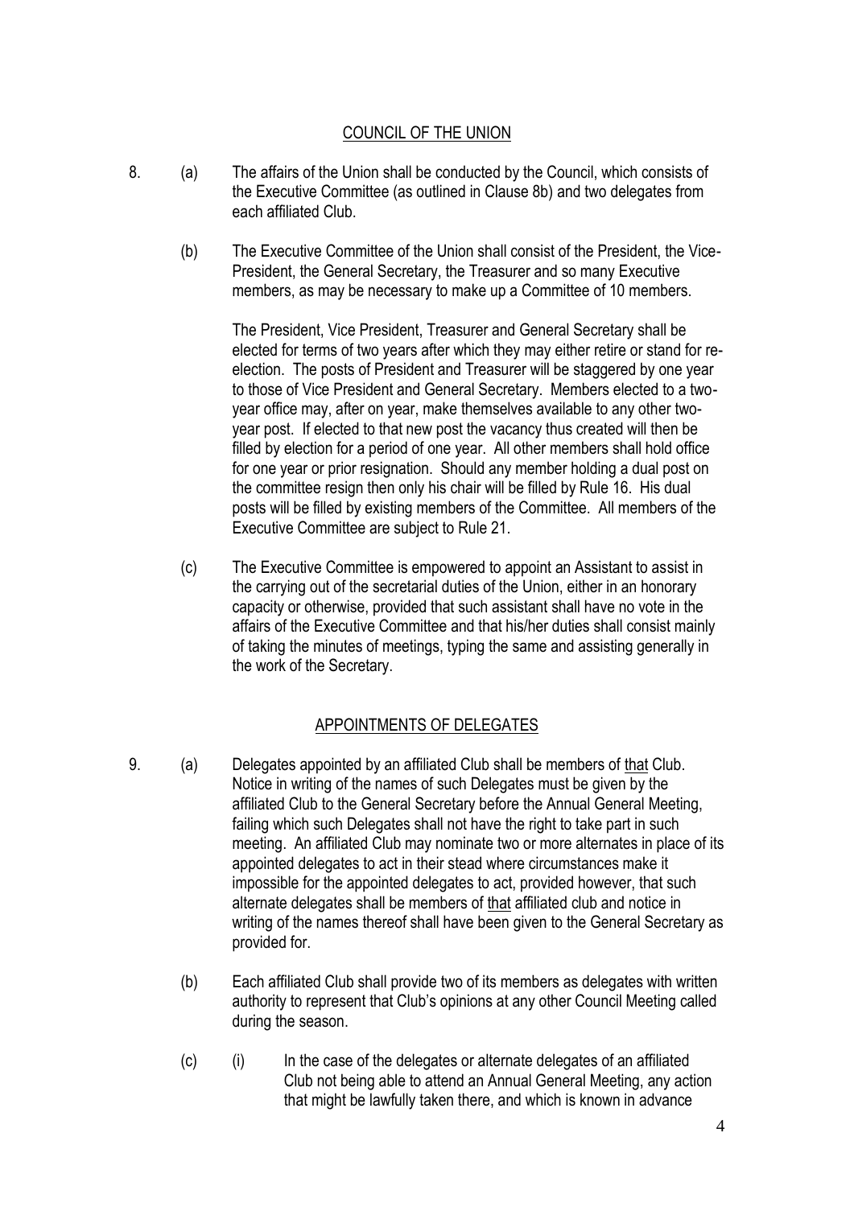## COUNCIL OF THE UNION

8. (a) The affairs of the Union shall be conducted by the Council, which consists of the Executive Committee (as outlined in Clause 8b) and two delegates from each affiliated Club.

   (b) The Executive Committee of the Union shall consist of the President, the Vice-President, the General Secretary, the Treasurer and so many Executive members, as may be necessary to make up a Committee of 10 members.

   The President, Vice President, Treasurer and General Secretary shall be elected for terms of two years after which they may either retire or stand for re-election. The posts of President and Treasurer will be staggered by one year to those of Vice President and General Secretary. Members elected to a two-year office may, after on year, make themselves available to any other two-year post. If elected to that new post the vacancy thus created will then be filled by election for a period of one year. All other members shall hold office for one year or prior resignation. Should any member holding a dual post on the committee resign then only his chair will be filled by Rule 16. His dual posts will be filled by existing members of the Committee. All members of the Executive Committee are subject to Rule 21.

   (c) The Executive Committee is empowered to appoint an Assistant to assist in the carrying out of the secretarial duties of the Union, either in an honorary capacity or otherwise, provided that such assistant shall have no vote in the affairs of the Executive Committee and that his/her duties shall consist mainly of taking the minutes of meetings, typing the same and assisting generally in the work of the Secretary.

## APPOINTMENTS OF DELEGATES

9. (a) Delegates appointed by an affiliated Club shall be members of <u>that</u> Club. Notice in writing of the names of such Delegates must be given by the affiliated Club to the General Secretary before the Annual General Meeting, failing which such Delegates shall not have the right to take part in such meeting. An affiliated Club may nominate two or more alternates in place of its appointed delegates to act in their stead where circumstances make it impossible for the appointed delegates to act, provided however, that such alternate delegates shall be members of <u>that</u> affiliated club and notice in writing of the names thereof shall have been given to the General Secretary as provided for.

   (b) Each affiliated Club shall provide two of its members as delegates with written authority to represent that Club's opinions at any other Council Meeting called during the season.

   (c) (i) In the case of the delegates or alternate delegates of an affiliated Club not being able to attend an Annual General Meeting, any action that might be lawfully taken there, and which is known in advance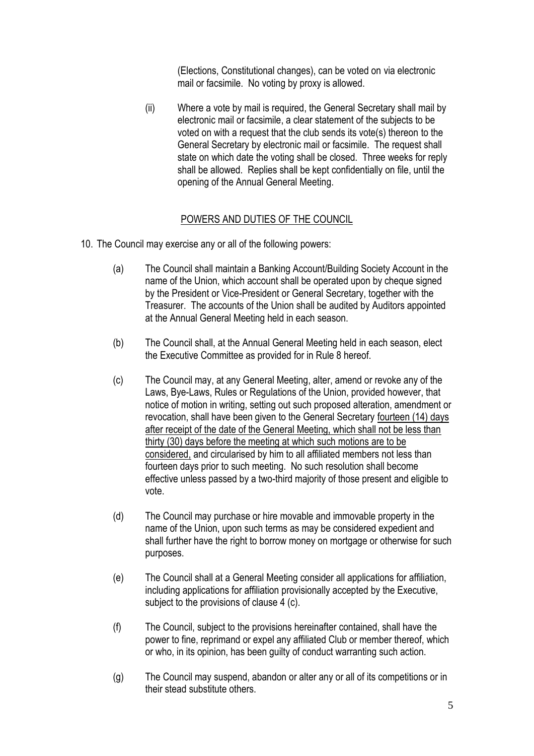(Elections, Constitutional changes), can be voted on via electronic mail or facsimile. No voting by proxy is allowed.

(ii) Where a vote by mail is required, the General Secretary shall mail by electronic mail or facsimile, a clear statement of the subjects to be voted on with a request that the club sends its vote(s) thereon to the General Secretary by electronic mail or facsimile. The request shall state on which date the voting shall be closed. Three weeks for reply shall be allowed. Replies shall be kept confidentially on file, until the opening of the Annual General Meeting.

## POWERS AND DUTIES OF THE COUNCIL

10. The Council may exercise any or all of the following powers:

(a) The Council shall maintain a Banking Account/Building Society Account in the name of the Union, which account shall be operated upon by cheque signed by the President or Vice-President or General Secretary, together with the Treasurer. The accounts of the Union shall be audited by Auditors appointed at the Annual General Meeting held in each season.

(b) The Council shall, at the Annual General Meeting held in each season, elect the Executive Committee as provided for in Rule 8 hereof.

(c) The Council may, at any General Meeting, alter, amend or revoke any of the Laws, Bye-Laws, Rules or Regulations of the Union, provided however, that notice of motion in writing, setting out such proposed alteration, amendment or revocation, shall have been given to the General Secretary <u>fourteen (14) days after receipt of the date of the General Meeting, which shall not be less than thirty (30) days before the meeting at which such motions are to be considered,</u> and circularised by him to all affiliated members not less than fourteen days prior to such meeting. No such resolution shall become effective unless passed by a two-third majority of those present and eligible to vote.

(d) The Council may purchase or hire movable and immovable property in the name of the Union, upon such terms as may be considered expedient and shall further have the right to borrow money on mortgage or otherwise for such purposes.

(e) The Council shall at a General Meeting consider all applications for affiliation, including applications for affiliation provisionally accepted by the Executive, subject to the provisions of clause 4 (c).

(f) The Council, subject to the provisions hereinafter contained, shall have the power to fine, reprimand or expel any affiliated Club or member thereof, which or who, in its opinion, has been guilty of conduct warranting such action.

(g) The Council may suspend, abandon or alter any or all of its competitions or in their stead substitute others.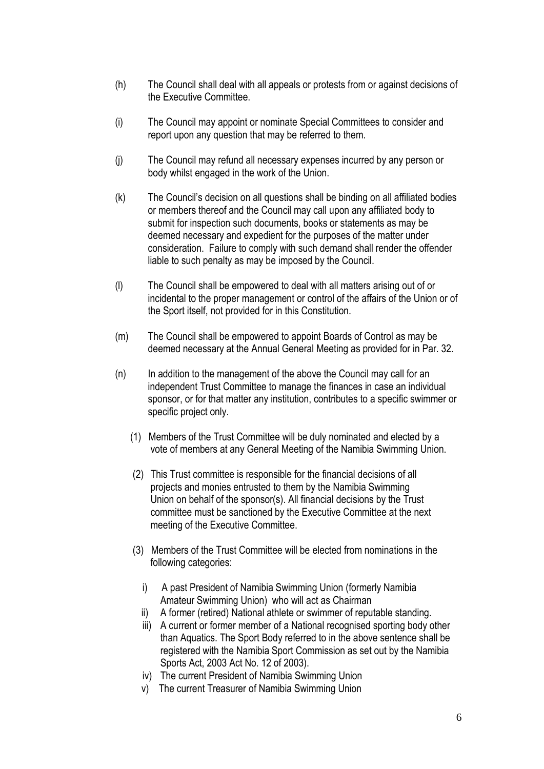(h) The Council shall deal with all appeals or protests from or against decisions of the Executive Committee.

(i) The Council may appoint or nominate Special Committees to consider and report upon any question that may be referred to them.

(j) The Council may refund all necessary expenses incurred by any person or body whilst engaged in the work of the Union.

(k) The Council's decision on all questions shall be binding on all affiliated bodies or members thereof and the Council may call upon any affiliated body to submit for inspection such documents, books or statements as may be deemed necessary and expedient for the purposes of the matter under consideration. Failure to comply with such demand shall render the offender liable to such penalty as may be imposed by the Council.

(l) The Council shall be empowered to deal with all matters arising out of or incidental to the proper management or control of the affairs of the Union or of the Sport itself, not provided for in this Constitution.

(m) The Council shall be empowered to appoint Boards of Control as may be deemed necessary at the Annual General Meeting as provided for in Par. 32.

(n) In addition to the management of the above the Council may call for an independent Trust Committee to manage the finances in case an individual sponsor, or for that matter any institution, contributes to a specific swimmer or specific project only.

   (1) Members of the Trust Committee will be duly nominated and elected by a vote of members at any General Meeting of the Namibia Swimming Union.

   (2) This Trust committee is responsible for the financial decisions of all projects and monies entrusted to them by the Namibia Swimming Union on behalf of the sponsor(s). All financial decisions by the Trust committee must be sanctioned by the Executive Committee at the next meeting of the Executive Committee.

   (3) Members of the Trust Committee will be elected from nominations in the following categories:

      i) A past President of Namibia Swimming Union (formerly Namibia Amateur Swimming Union) who will act as Chairman
      ii) A former (retired) National athlete or swimmer of reputable standing.
      iii) A current or former member of a National recognised sporting body other than Aquatics. The Sport Body referred to in the above sentence shall be registered with the Namibia Sport Commission as set out by the Namibia Sports Act, 2003 Act No. 12 of 2003).
      iv) The current President of Namibia Swimming Union
      v) The current Treasurer of Namibia Swimming Union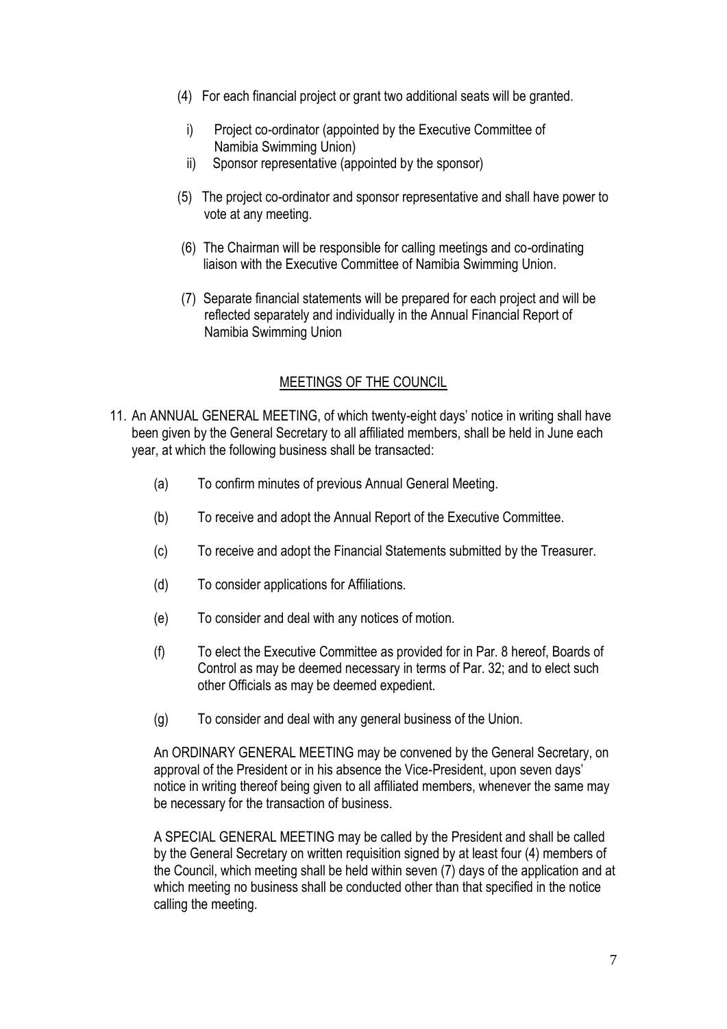(4) For each financial project or grant two additional seats will be granted.

  i) Project co-ordinator (appointed by the Executive Committee of Namibia Swimming Union)
  ii) Sponsor representative (appointed by the sponsor)

(5) The project co-ordinator and sponsor representative and shall have power to vote at any meeting.

(6) The Chairman will be responsible for calling meetings and co-ordinating liaison with the Executive Committee of Namibia Swimming Union.

(7) Separate financial statements will be prepared for each project and will be reflected separately and individually in the Annual Financial Report of Namibia Swimming Union

## MEETINGS OF THE COUNCIL

11. An ANNUAL GENERAL MEETING, of which twenty-eight days' notice in writing shall have been given by the General Secretary to all affiliated members, shall be held in June each year, at which the following business shall be transacted:

    (a) To confirm minutes of previous Annual General Meeting.

    (b) To receive and adopt the Annual Report of the Executive Committee.

    (c) To receive and adopt the Financial Statements submitted by the Treasurer.

    (d) To consider applications for Affiliations.

    (e) To consider and deal with any notices of motion.

    (f) To elect the Executive Committee as provided for in Par. 8 hereof, Boards of Control as may be deemed necessary in terms of Par. 32; and to elect such other Officials as may be deemed expedient.

    (g) To consider and deal with any general business of the Union.

    An ORDINARY GENERAL MEETING may be convened by the General Secretary, on approval of the President or in his absence the Vice-President, upon seven days' notice in writing thereof being given to all affiliated members, whenever the same may be necessary for the transaction of business.

    A SPECIAL GENERAL MEETING may be called by the President and shall be called by the General Secretary on written requisition signed by at least four (4) members of the Council, which meeting shall be held within seven (7) days of the application and at which meeting no business shall be conducted other than that specified in the notice calling the meeting.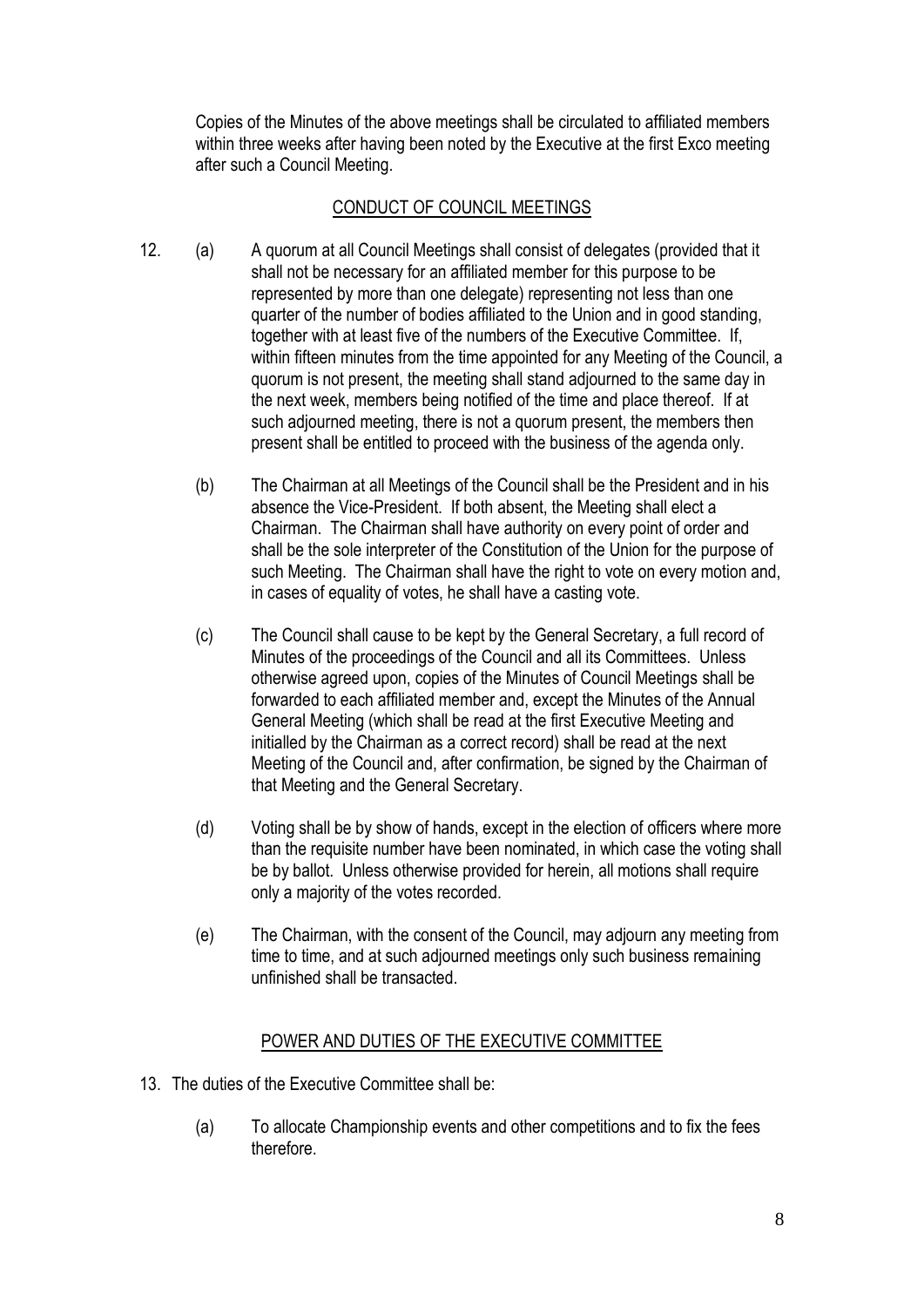Copies of the Minutes of the above meetings shall be circulated to affiliated members within three weeks after having been noted by the Executive at the first Exco meeting after such a Council Meeting.

## CONDUCT OF COUNCIL MEETINGS

12. (a) A quorum at all Council Meetings shall consist of delegates (provided that it shall not be necessary for an affiliated member for this purpose to be represented by more than one delegate) representing not less than one quarter of the number of bodies affiliated to the Union and in good standing, together with at least five of the numbers of the Executive Committee. If, within fifteen minutes from the time appointed for any Meeting of the Council, a quorum is not present, the meeting shall stand adjourned to the same day in the next week, members being notified of the time and place thereof. If at such adjourned meeting, there is not a quorum present, the members then present shall be entitled to proceed with the business of the agenda only.

    (b) The Chairman at all Meetings of the Council shall be the President and in his absence the Vice-President. If both absent, the Meeting shall elect a Chairman. The Chairman shall have authority on every point of order and shall be the sole interpreter of the Constitution of the Union for the purpose of such Meeting. The Chairman shall have the right to vote on every motion and, in cases of equality of votes, he shall have a casting vote.

    (c) The Council shall cause to be kept by the General Secretary, a full record of Minutes of the proceedings of the Council and all its Committees. Unless otherwise agreed upon, copies of the Minutes of Council Meetings shall be forwarded to each affiliated member and, except the Minutes of the Annual General Meeting (which shall be read at the first Executive Meeting and initialled by the Chairman as a correct record) shall be read at the next Meeting of the Council and, after confirmation, be signed by the Chairman of that Meeting and the General Secretary.

    (d) Voting shall be by show of hands, except in the election of officers where more than the requisite number have been nominated, in which case the voting shall be by ballot. Unless otherwise provided for herein, all motions shall require only a majority of the votes recorded.

    (e) The Chairman, with the consent of the Council, may adjourn any meeting from time to time, and at such adjourned meetings only such business remaining unfinished shall be transacted.

## POWER AND DUTIES OF THE EXECUTIVE COMMITTEE

13. The duties of the Executive Committee shall be:

    (a) To allocate Championship events and other competitions and to fix the fees therefore.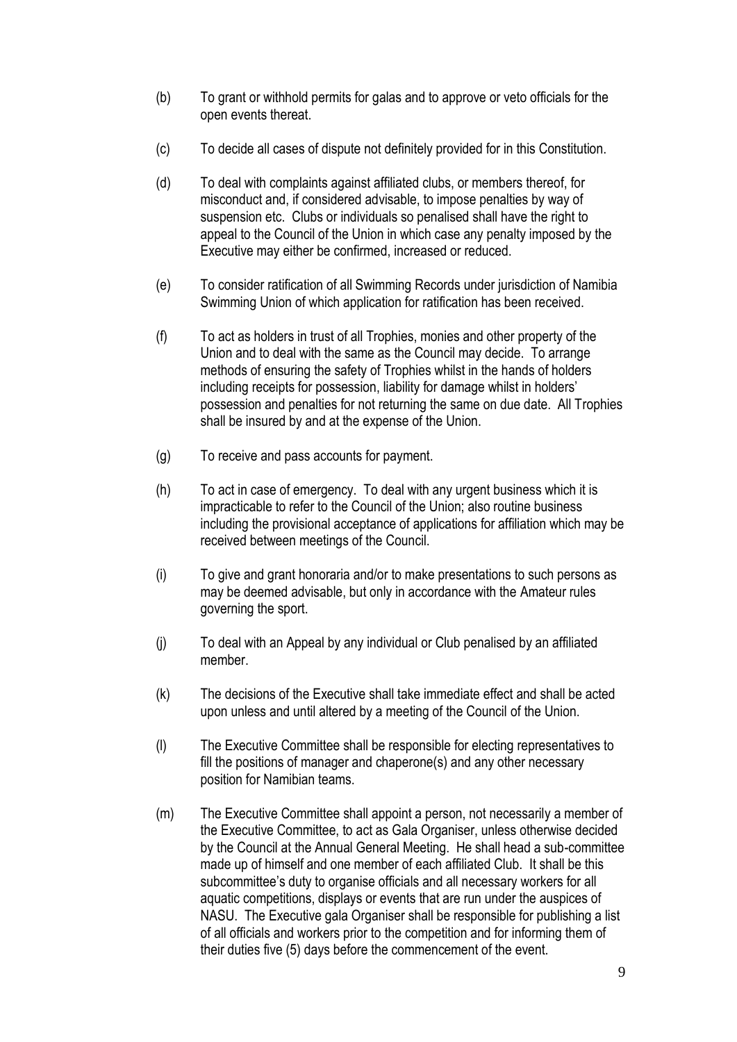(b) To grant or withhold permits for galas and to approve or veto officials for the open events thereat.

(c) To decide all cases of dispute not definitely provided for in this Constitution.

(d) To deal with complaints against affiliated clubs, or members thereof, for misconduct and, if considered advisable, to impose penalties by way of suspension etc. Clubs or individuals so penalised shall have the right to appeal to the Council of the Union in which case any penalty imposed by the Executive may either be confirmed, increased or reduced.

(e) To consider ratification of all Swimming Records under jurisdiction of Namibia Swimming Union of which application for ratification has been received.

(f) To act as holders in trust of all Trophies, monies and other property of the Union and to deal with the same as the Council may decide. To arrange methods of ensuring the safety of Trophies whilst in the hands of holders including receipts for possession, liability for damage whilst in holders' possession and penalties for not returning the same on due date. All Trophies shall be insured by and at the expense of the Union.

(g) To receive and pass accounts for payment.

(h) To act in case of emergency. To deal with any urgent business which it is impracticable to refer to the Council of the Union; also routine business including the provisional acceptance of applications for affiliation which may be received between meetings of the Council.

(i) To give and grant honoraria and/or to make presentations to such persons as may be deemed advisable, but only in accordance with the Amateur rules governing the sport.

(j) To deal with an Appeal by any individual or Club penalised by an affiliated member.

(k) The decisions of the Executive shall take immediate effect and shall be acted upon unless and until altered by a meeting of the Council of the Union.

(l) The Executive Committee shall be responsible for electing representatives to fill the positions of manager and chaperone(s) and any other necessary position for Namibian teams.

(m) The Executive Committee shall appoint a person, not necessarily a member of the Executive Committee, to act as Gala Organiser, unless otherwise decided by the Council at the Annual General Meeting. He shall head a sub-committee made up of himself and one member of each affiliated Club. It shall be this subcommittee's duty to organise officials and all necessary workers for all aquatic competitions, displays or events that are run under the auspices of NASU. The Executive gala Organiser shall be responsible for publishing a list of all officials and workers prior to the competition and for informing them of their duties five (5) days before the commencement of the event.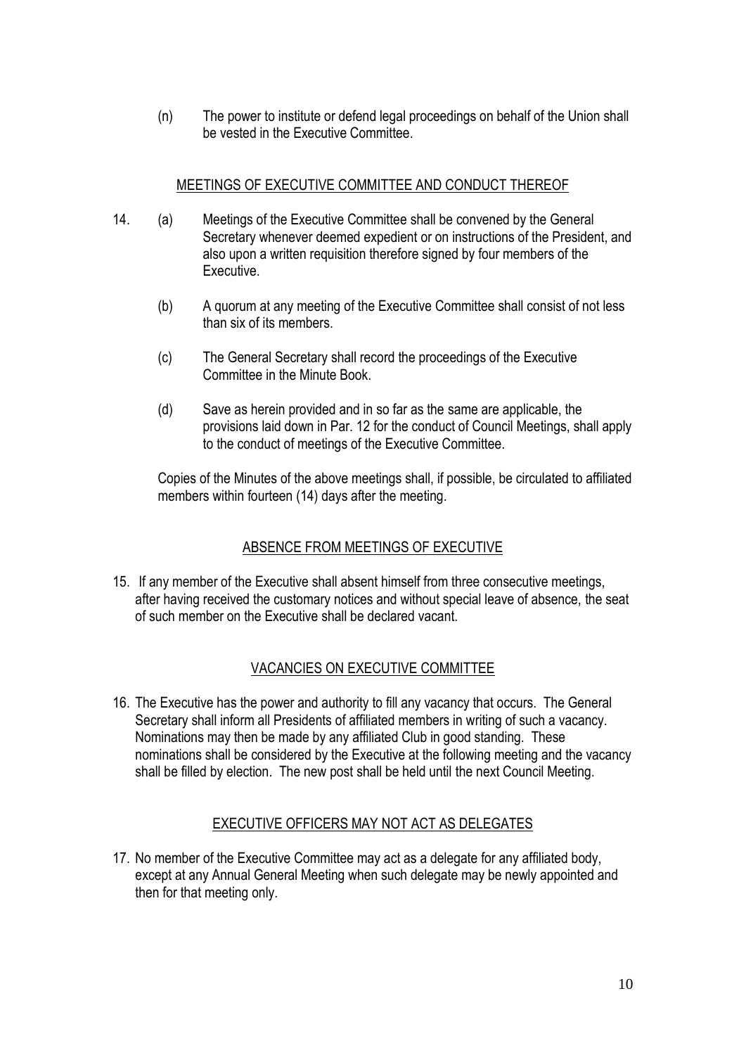(n) The power to institute or defend legal proceedings on behalf of the Union shall be vested in the Executive Committee.

## MEETINGS OF EXECUTIVE COMMITTEE AND CONDUCT THEREOF

14. (a) Meetings of the Executive Committee shall be convened by the General Secretary whenever deemed expedient or on instructions of the President, and also upon a written requisition therefore signed by four members of the Executive.

    (b) A quorum at any meeting of the Executive Committee shall consist of not less than six of its members.

    (c) The General Secretary shall record the proceedings of the Executive Committee in the Minute Book.

    (d) Save as herein provided and in so far as the same are applicable, the provisions laid down in Par. 12 for the conduct of Council Meetings, shall apply to the conduct of meetings of the Executive Committee.

    Copies of the Minutes of the above meetings shall, if possible, be circulated to affiliated members within fourteen (14) days after the meeting.

## ABSENCE FROM MEETINGS OF EXECUTIVE

15. If any member of the Executive shall absent himself from three consecutive meetings, after having received the customary notices and without special leave of absence, the seat of such member on the Executive shall be declared vacant.

## VACANCIES ON EXECUTIVE COMMITTEE

16. The Executive has the power and authority to fill any vacancy that occurs. The General Secretary shall inform all Presidents of affiliated members in writing of such a vacancy. Nominations may then be made by any affiliated Club in good standing. These nominations shall be considered by the Executive at the following meeting and the vacancy shall be filled by election. The new post shall be held until the next Council Meeting.

## EXECUTIVE OFFICERS MAY NOT ACT AS DELEGATES

17. No member of the Executive Committee may act as a delegate for any affiliated body, except at any Annual General Meeting when such delegate may be newly appointed and then for that meeting only.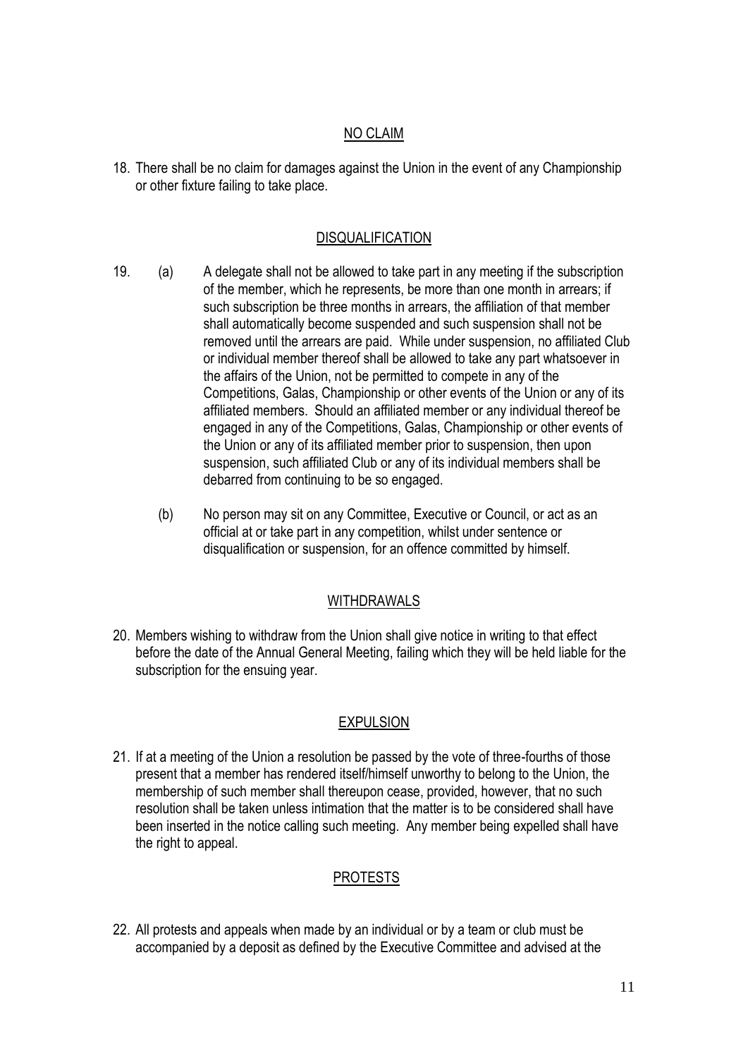## NO CLAIM

18. There shall be no claim for damages against the Union in the event of any Championship or other fixture failing to take place.

## DISQUALIFICATION

19. (a) A delegate shall not be allowed to take part in any meeting if the subscription of the member, which he represents, be more than one month in arrears; if such subscription be three months in arrears, the affiliation of that member shall automatically become suspended and such suspension shall not be removed until the arrears are paid. While under suspension, no affiliated Club or individual member thereof shall be allowed to take any part whatsoever in the affairs of the Union, not be permitted to compete in any of the Competitions, Galas, Championship or other events of the Union or any of its affiliated members. Should an affiliated member or any individual thereof be engaged in any of the Competitions, Galas, Championship or other events of the Union or any of its affiliated member prior to suspension, then upon suspension, such affiliated Club or any of its individual members shall be debarred from continuing to be so engaged.

    (b) No person may sit on any Committee, Executive or Council, or act as an official at or take part in any competition, whilst under sentence or disqualification or suspension, for an offence committed by himself.

## WITHDRAWALS

20. Members wishing to withdraw from the Union shall give notice in writing to that effect before the date of the Annual General Meeting, failing which they will be held liable for the subscription for the ensuing year.

## EXPULSION

21. If at a meeting of the Union a resolution be passed by the vote of three-fourths of those present that a member has rendered itself/himself unworthy to belong to the Union, the membership of such member shall thereupon cease, provided, however, that no such resolution shall be taken unless intimation that the matter is to be considered shall have been inserted in the notice calling such meeting. Any member being expelled shall have the right to appeal.

## PROTESTS

22. All protests and appeals when made by an individual or by a team or club must be accompanied by a deposit as defined by the Executive Committee and advised at the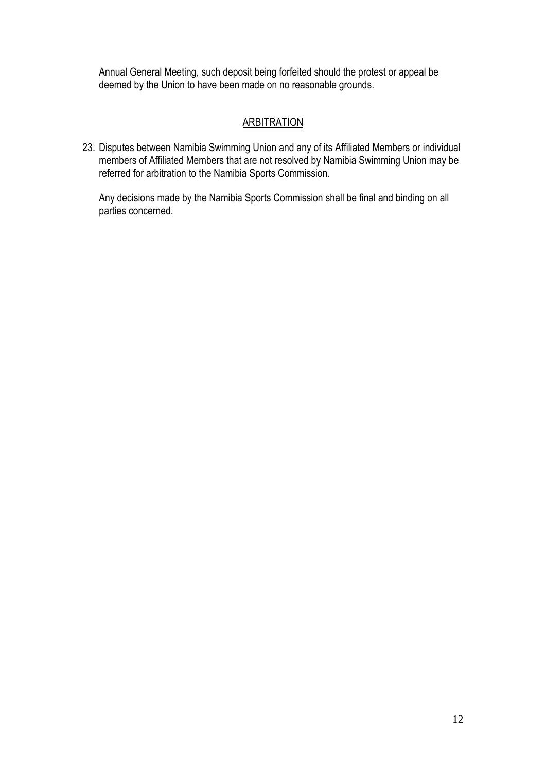Annual General Meeting, such deposit being forfeited should the protest or appeal be deemed by the Union to have been made on no reasonable grounds.

## ARBITRATION

23. Disputes between Namibia Swimming Union and any of its Affiliated Members or individual members of Affiliated Members that are not resolved by Namibia Swimming Union may be referred for arbitration to the Namibia Sports Commission.

    Any decisions made by the Namibia Sports Commission shall be final and binding on all parties concerned.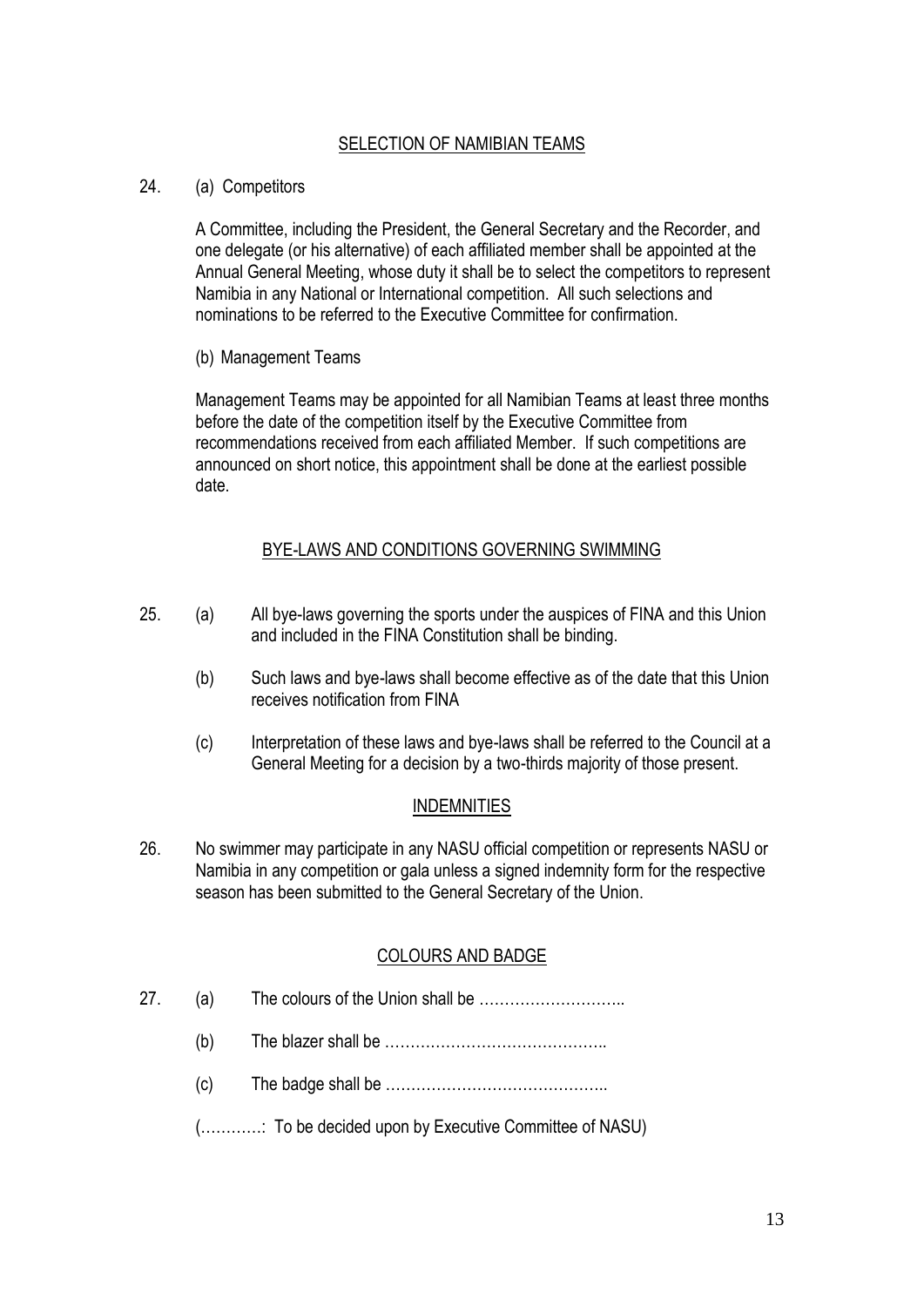## SELECTION OF NAMIBIAN TEAMS

24. (a) Competitors

A Committee, including the President, the General Secretary and the Recorder, and one delegate (or his alternative) of each affiliated member shall be appointed at the Annual General Meeting, whose duty it shall be to select the competitors to represent Namibia in any National or International competition. All such selections and nominations to be referred to the Executive Committee for confirmation.

(b) Management Teams

Management Teams may be appointed for all Namibian Teams at least three months before the date of the competition itself by the Executive Committee from recommendations received from each affiliated Member. If such competitions are announced on short notice, this appointment shall be done at the earliest possible date.

## BYE-LAWS AND CONDITIONS GOVERNING SWIMMING

25. (a) All bye-laws governing the sports under the auspices of FINA and this Union and included in the FINA Constitution shall be binding.

    (b) Such laws and bye-laws shall become effective as of the date that this Union receives notification from FINA

    (c) Interpretation of these laws and bye-laws shall be referred to the Council at a General Meeting for a decision by a two-thirds majority of those present.

## INDEMNITIES

26. No swimmer may participate in any NASU official competition or represents NASU or Namibia in any competition or gala unless a signed indemnity form for the respective season has been submitted to the General Secretary of the Union.

## COLOURS AND BADGE

27. (a) The colours of the Union shall be ………………………..

    (b) The blazer shall be ……………………………………..

    (c) The badge shall be ……………………………………..

    (…………: To be decided upon by Executive Committee of NASU)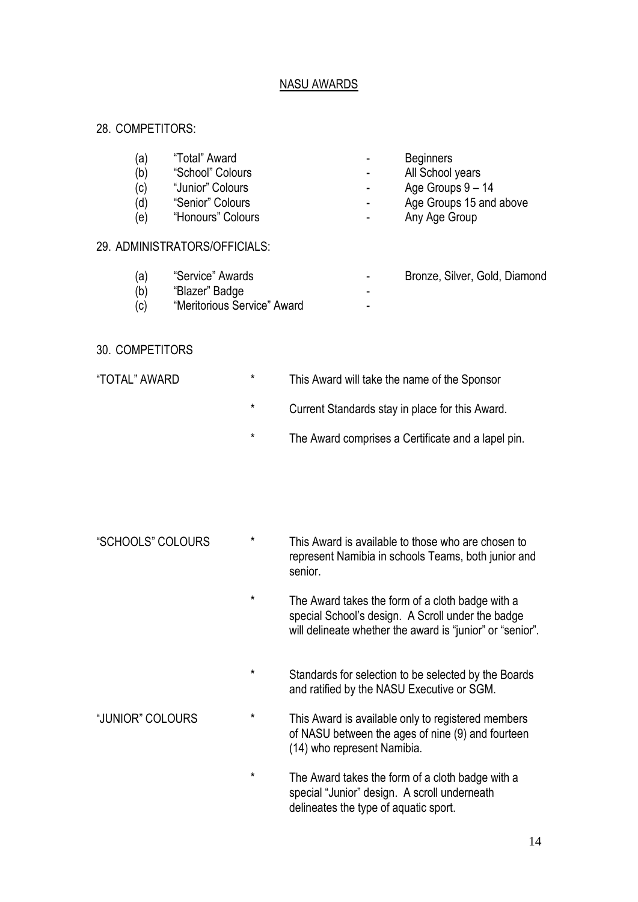## NASU AWARDS

28. COMPETITORS:

| | | | |
|---|---|---|---|
| (a) | "Total" Award | - | Beginners |
| (b) | "School" Colours | - | All School years |
| (c) | "Junior" Colours | - | Age Groups 9 – 14 |
| (d) | "Senior" Colours | - | Age Groups 15 and above |
| (e) | "Honours" Colours | - | Any Age Group |

29. ADMINISTRATORS/OFFICIALS:

| | | | |
|---|---|---|---|
| (a) | "Service" Awards | - | Bronze, Silver, Gold, Diamond |
| (b) | "Blazer" Badge | - | |
| (c) | "Meritorious Service" Award | - | |

30. COMPETITORS

"TOTAL" AWARD

- This Award will take the name of the Sponsor
- Current Standards stay in place for this Award.
- The Award comprises a Certificate and a lapel pin.

"SCHOOLS" COLOURS

- This Award is available to those who are chosen to represent Namibia in schools Teams, both junior and senior.
- The Award takes the form of a cloth badge with a special School's design. A Scroll under the badge will delineate whether the award is "junior" or "senior".
- Standards for selection to be selected by the Boards and ratified by the NASU Executive or SGM.

"JUNIOR" COLOURS

- This Award is available only to registered members of NASU between the ages of nine (9) and fourteen (14) who represent Namibia.
- The Award takes the form of a cloth badge with a special "Junior" design. A scroll underneath delineates the type of aquatic sport.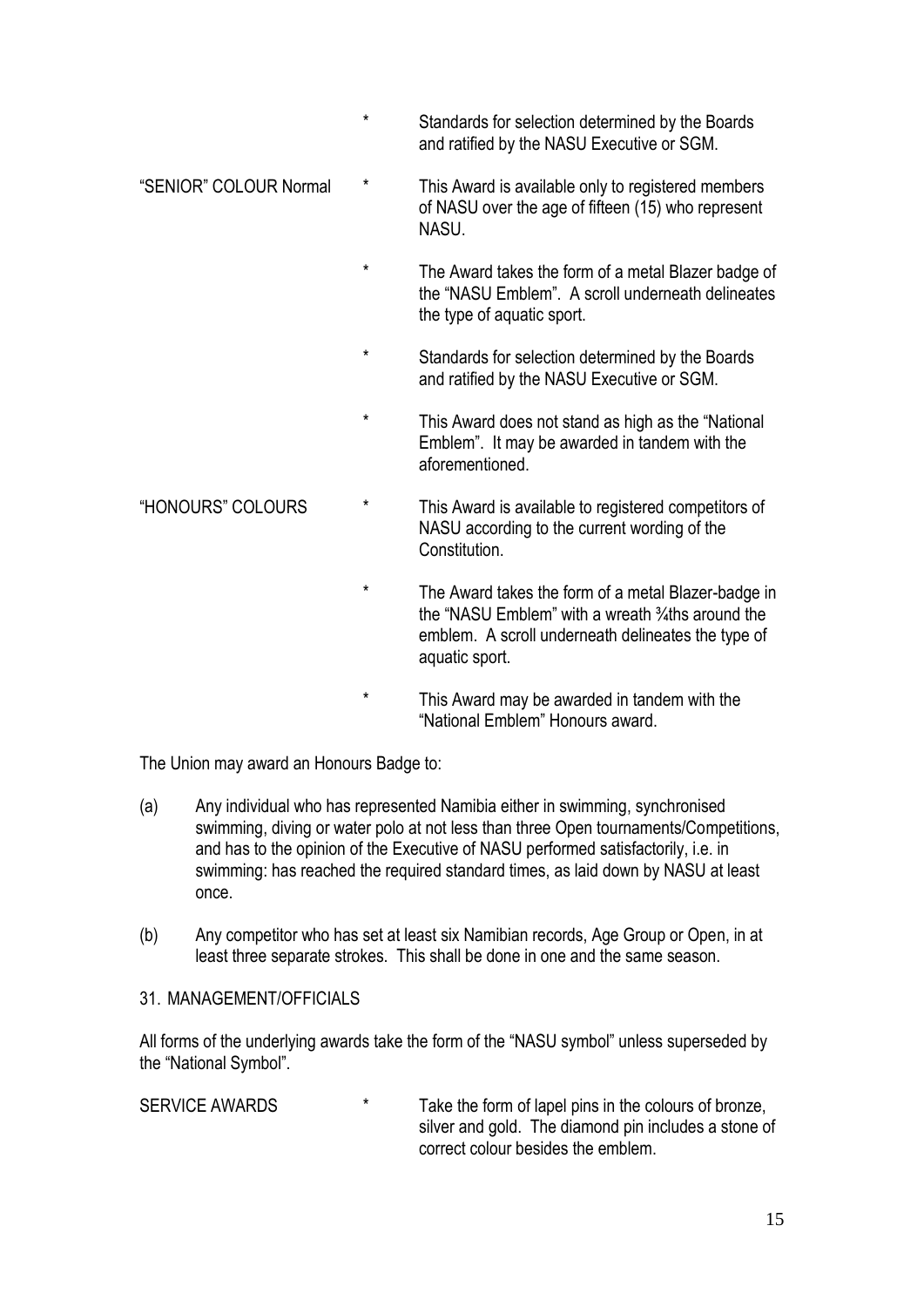|  |  |  |
|---|---|---|
|  | * | Standards for selection determined by the Boards and ratified by the NASU Executive or SGM. |
| "SENIOR" COLOUR Normal | * | This Award is available only to registered members of NASU over the age of fifteen (15) who represent NASU. |
|  | * | The Award takes the form of a metal Blazer badge of the "NASU Emblem". A scroll underneath delineates the type of aquatic sport. |
|  | * | Standards for selection determined by the Boards and ratified by the NASU Executive or SGM. |
|  | * | This Award does not stand as high as the "National Emblem". It may be awarded in tandem with the aforementioned. |
| "HONOURS" COLOURS | * | This Award is available to registered competitors of NASU according to the current wording of the Constitution. |
|  | * | The Award takes the form of a metal Blazer-badge in the "NASU Emblem" with a wreath ¾ths around the emblem. A scroll underneath delineates the type of aquatic sport. |
|  | * | This Award may be awarded in tandem with the "National Emblem" Honours award. |

The Union may award an Honours Badge to:

(a) Any individual who has represented Namibia either in swimming, synchronised swimming, diving or water polo at not less than three Open tournaments/Competitions, and has to the opinion of the Executive of NASU performed satisfactorily, i.e. in swimming: has reached the required standard times, as laid down by NASU at least once.

(b) Any competitor who has set at least six Namibian records, Age Group or Open, in at least three separate strokes. This shall be done in one and the same season.

31. MANAGEMENT/OFFICIALS

All forms of the underlying awards take the form of the "NASU symbol" unless superseded by the "National Symbol".

|  |  |  |
|---|---|---|
| SERVICE AWARDS | * | Take the form of lapel pins in the colours of bronze, silver and gold. The diamond pin includes a stone of correct colour besides the emblem. |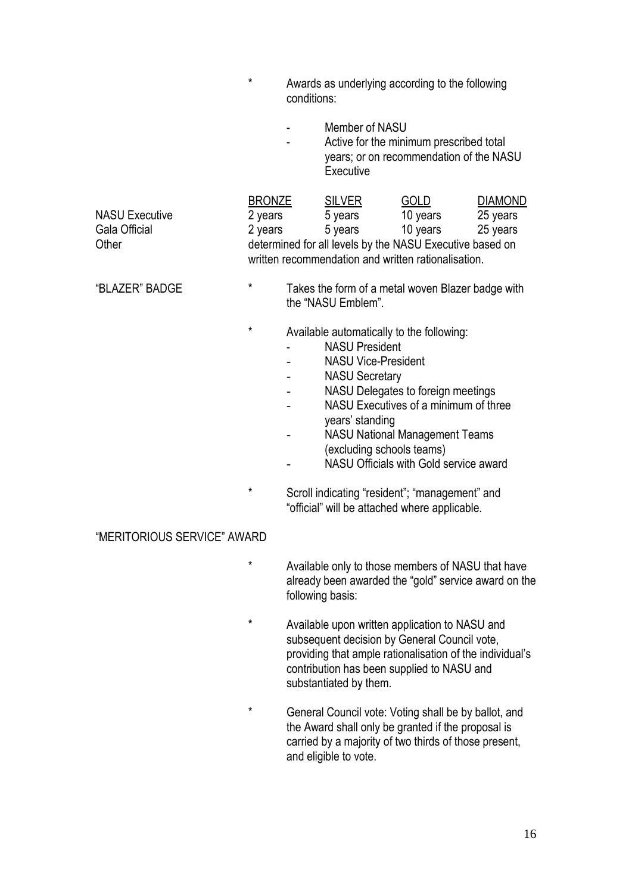- Awards as underlying according to the following conditions:

  - Member of NASU
  - Active for the minimum prescribed total years; or on recommendation of the NASU Executive

| | BRONZE | SILVER | GOLD | DIAMOND |
|---|---|---|---|---|
| NASU Executive | 2 years | 5 years | 10 years | 25 years |
| Gala Official | 2 years | 5 years | 10 years | 25 years |
| Other | determined for all levels by the NASU Executive based on written recommendation and written rationalisation. | | | |

**"BLAZER" BADGE**

- Takes the form of a metal woven Blazer badge with the "NASU Emblem".

- Available automatically to the following:
  - NASU President
  - NASU Vice-President
  - NASU Secretary
  - NASU Delegates to foreign meetings
  - NASU Executives of a minimum of three years' standing
  - NASU National Management Teams (excluding schools teams)
  - NASU Officials with Gold service award

- Scroll indicating "resident"; "management" and "official" will be attached where applicable.

**"MERITORIOUS SERVICE" AWARD**

- Available only to those members of NASU that have already been awarded the "gold" service award on the following basis:

- Available upon written application to NASU and subsequent decision by General Council vote, providing that ample rationalisation of the individual's contribution has been supplied to NASU and substantiated by them.

- General Council vote: Voting shall be by ballot, and the Award shall only be granted if the proposal is carried by a majority of two thirds of those present, and eligible to vote.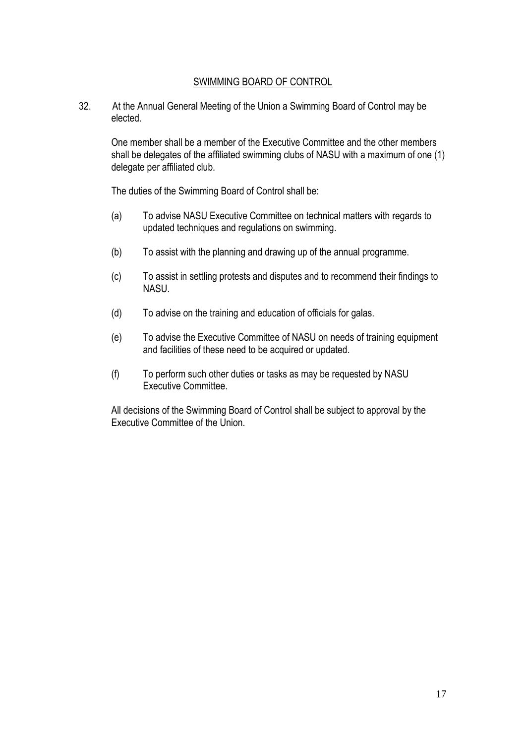## SWIMMING BOARD OF CONTROL

32. At the Annual General Meeting of the Union a Swimming Board of Control may be elected.

    One member shall be a member of the Executive Committee and the other members shall be delegates of the affiliated swimming clubs of NASU with a maximum of one (1) delegate per affiliated club.

    The duties of the Swimming Board of Control shall be:

    (a) To advise NASU Executive Committee on technical matters with regards to updated techniques and regulations on swimming.

    (b) To assist with the planning and drawing up of the annual programme.

    (c) To assist in settling protests and disputes and to recommend their findings to NASU.

    (d) To advise on the training and education of officials for galas.

    (e) To advise the Executive Committee of NASU on needs of training equipment and facilities of these need to be acquired or updated.

    (f) To perform such other duties or tasks as may be requested by NASU Executive Committee.

    All decisions of the Swimming Board of Control shall be subject to approval by the Executive Committee of the Union.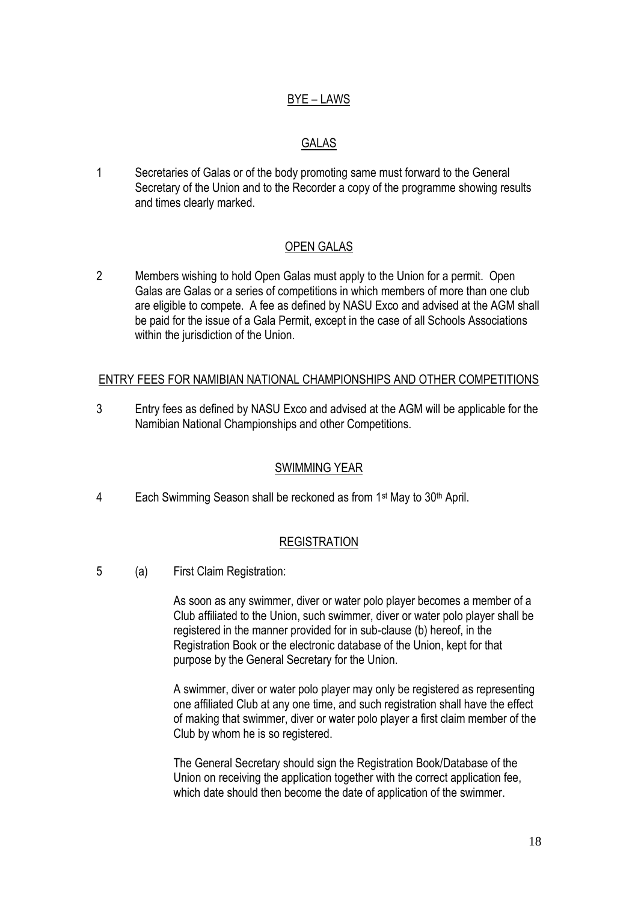## BYE – LAWS

### GALAS

1 Secretaries of Galas or of the body promoting same must forward to the General Secretary of the Union and to the Recorder a copy of the programme showing results and times clearly marked.

### OPEN GALAS

2 Members wishing to hold Open Galas must apply to the Union for a permit. Open Galas are Galas or a series of competitions in which members of more than one club are eligible to compete. A fee as defined by NASU Exco and advised at the AGM shall be paid for the issue of a Gala Permit, except in the case of all Schools Associations within the jurisdiction of the Union.

### ENTRY FEES FOR NAMIBIAN NATIONAL CHAMPIONSHIPS AND OTHER COMPETITIONS

3 Entry fees as defined by NASU Exco and advised at the AGM will be applicable for the Namibian National Championships and other Competitions.

### SWIMMING YEAR

4 Each Swimming Season shall be reckoned as from 1st May to 30th April.

### REGISTRATION

5 (a) First Claim Registration:

As soon as any swimmer, diver or water polo player becomes a member of a Club affiliated to the Union, such swimmer, diver or water polo player shall be registered in the manner provided for in sub-clause (b) hereof, in the Registration Book or the electronic database of the Union, kept for that purpose by the General Secretary for the Union.

A swimmer, diver or water polo player may only be registered as representing one affiliated Club at any one time, and such registration shall have the effect of making that swimmer, diver or water polo player a first claim member of the Club by whom he is so registered.

The General Secretary should sign the Registration Book/Database of the Union on receiving the application together with the correct application fee, which date should then become the date of application of the swimmer.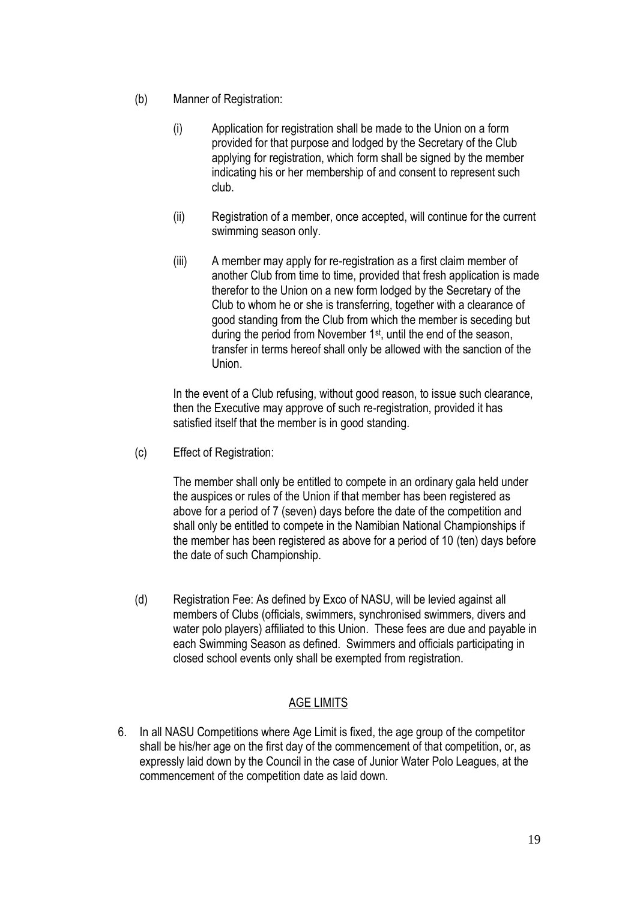(b) Manner of Registration:

(i) Application for registration shall be made to the Union on a form provided for that purpose and lodged by the Secretary of the Club applying for registration, which form shall be signed by the member indicating his or her membership of and consent to represent such club.

(ii) Registration of a member, once accepted, will continue for the current swimming season only.

(iii) A member may apply for re-registration as a first claim member of another Club from time to time, provided that fresh application is made therefor to the Union on a new form lodged by the Secretary of the Club to whom he or she is transferring, together with a clearance of good standing from the Club from which the member is seceding but during the period from November 1st, until the end of the season, transfer in terms hereof shall only be allowed with the sanction of the Union.

In the event of a Club refusing, without good reason, to issue such clearance, then the Executive may approve of such re-registration, provided it has satisfied itself that the member is in good standing.

(c) Effect of Registration:

The member shall only be entitled to compete in an ordinary gala held under the auspices or rules of the Union if that member has been registered as above for a period of 7 (seven) days before the date of the competition and shall only be entitled to compete in the Namibian National Championships if the member has been registered as above for a period of 10 (ten) days before the date of such Championship.

(d) Registration Fee: As defined by Exco of NASU, will be levied against all members of Clubs (officials, swimmers, synchronised swimmers, divers and water polo players) affiliated to this Union. These fees are due and payable in each Swimming Season as defined. Swimmers and officials participating in closed school events only shall be exempted from registration.

## AGE LIMITS

6. In all NASU Competitions where Age Limit is fixed, the age group of the competitor shall be his/her age on the first day of the commencement of that competition, or, as expressly laid down by the Council in the case of Junior Water Polo Leagues, at the commencement of the competition date as laid down.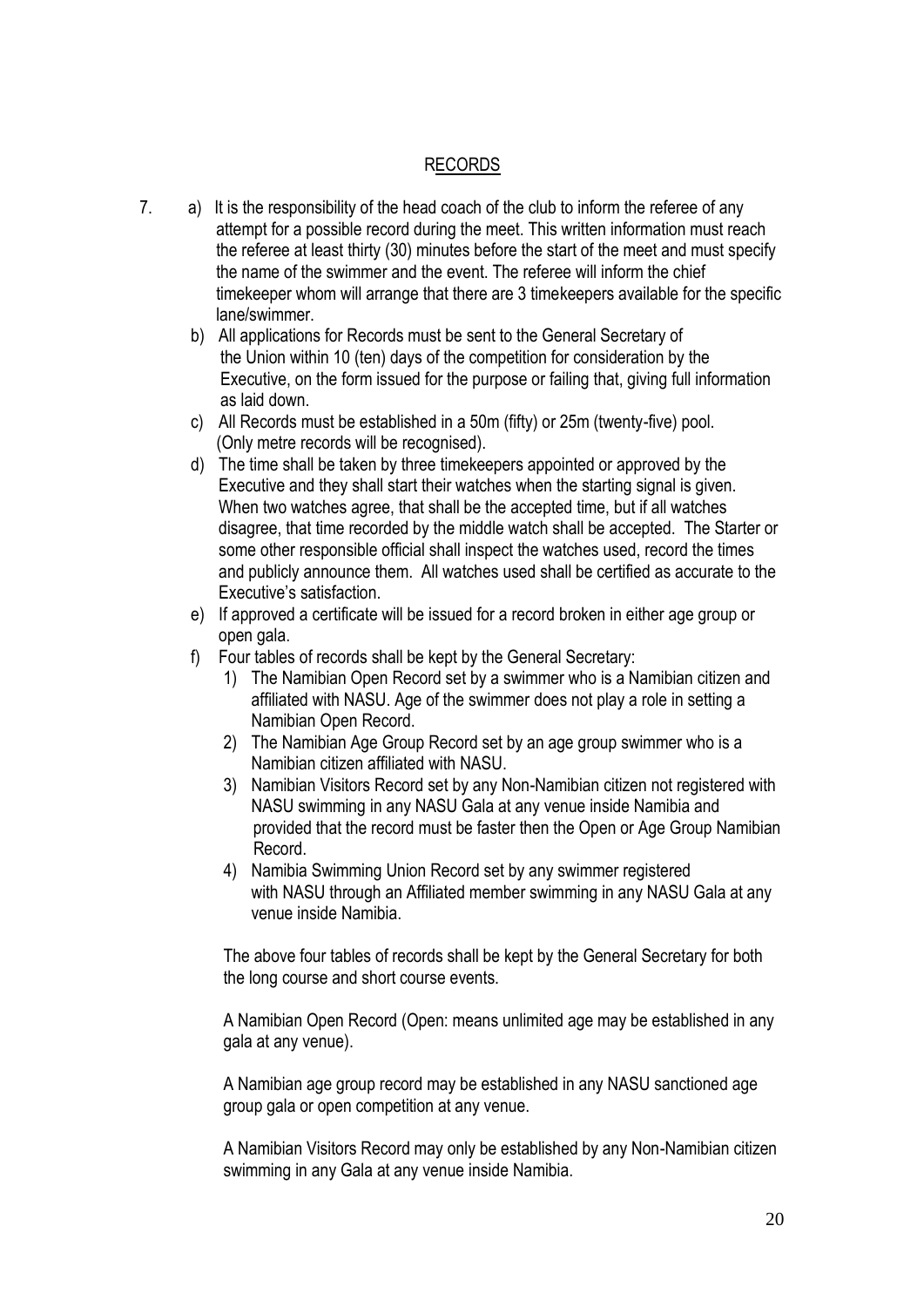## RECORDS

7. a) It is the responsibility of the head coach of the club to inform the referee of any attempt for a possible record during the meet. This written information must reach the referee at least thirty (30) minutes before the start of the meet and must specify the name of the swimmer and the event. The referee will inform the chief timekeeper whom will arrange that there are 3 timekeepers available for the specific lane/swimmer.

   b) All applications for Records must be sent to the General Secretary of the Union within 10 (ten) days of the competition for consideration by the Executive, on the form issued for the purpose or failing that, giving full information as laid down.

   c) All Records must be established in a 50m (fifty) or 25m (twenty-five) pool. (Only metre records will be recognised).

   d) The time shall be taken by three timekeepers appointed or approved by the Executive and they shall start their watches when the starting signal is given. When two watches agree, that shall be the accepted time, but if all watches disagree, that time recorded by the middle watch shall be accepted. The Starter or some other responsible official shall inspect the watches used, record the times and publicly announce them. All watches used shall be certified as accurate to the Executive's satisfaction.

   e) If approved a certificate will be issued for a record broken in either age group or open gala.

   f) Four tables of records shall be kept by the General Secretary:

      1) The Namibian Open Record set by a swimmer who is a Namibian citizen and affiliated with NASU. Age of the swimmer does not play a role in setting a Namibian Open Record.
      2) The Namibian Age Group Record set by an age group swimmer who is a Namibian citizen affiliated with NASU.
      3) Namibian Visitors Record set by any Non-Namibian citizen not registered with NASU swimming in any NASU Gala at any venue inside Namibia and provided that the record must be faster then the Open or Age Group Namibian Record.
      4) Namibia Swimming Union Record set by any swimmer registered with NASU through an Affiliated member swimming in any NASU Gala at any venue inside Namibia.

   The above four tables of records shall be kept by the General Secretary for both the long course and short course events.

   A Namibian Open Record (Open: means unlimited age may be established in any gala at any venue).

   A Namibian age group record may be established in any NASU sanctioned age group gala or open competition at any venue.

   A Namibian Visitors Record may only be established by any Non-Namibian citizen swimming in any Gala at any venue inside Namibia.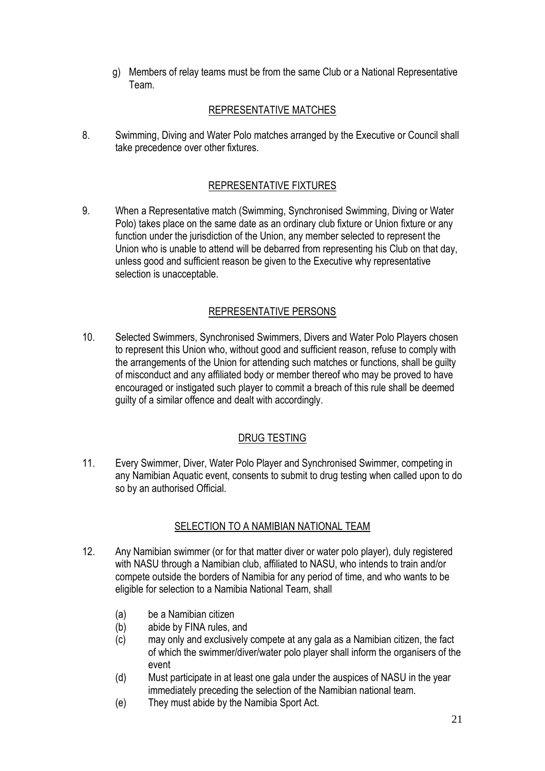g) Members of relay teams must be from the same Club or a National Representative Team.

## REPRESENTATIVE MATCHES

8. Swimming, Diving and Water Polo matches arranged by the Executive or Council shall take precedence over other fixtures.

## REPRESENTATIVE FIXTURES

9. When a Representative match (Swimming, Synchronised Swimming, Diving or Water Polo) takes place on the same date as an ordinary club fixture or Union fixture or any function under the jurisdiction of the Union, any member selected to represent the Union who is unable to attend will be debarred from representing his Club on that day, unless good and sufficient reason be given to the Executive why representative selection is unacceptable.

## REPRESENTATIVE PERSONS

10. Selected Swimmers, Synchronised Swimmers, Divers and Water Polo Players chosen to represent this Union who, without good and sufficient reason, refuse to comply with the arrangements of the Union for attending such matches or functions, shall be guilty of misconduct and any affiliated body or member thereof who may be proved to have encouraged or instigated such player to commit a breach of this rule shall be deemed guilty of a similar offence and dealt with accordingly.

## DRUG TESTING

11. Every Swimmer, Diver, Water Polo Player and Synchronised Swimmer, competing in any Namibian Aquatic event, consents to submit to drug testing when called upon to do so by an authorised Official.

## SELECTION TO A NAMIBIAN NATIONAL TEAM

12. Any Namibian swimmer (or for that matter diver or water polo player), duly registered with NASU through a Namibian club, affiliated to NASU, who intends to train and/or compete outside the borders of Namibia for any period of time, and who wants to be eligible for selection to a Namibia National Team, shall

    (a) be a Namibian citizen
    (b) abide by FINA rules, and
    (c) may only and exclusively compete at any gala as a Namibian citizen, the fact of which the swimmer/diver/water polo player shall inform the organisers of the event
    (d) Must participate in at least one gala under the auspices of NASU in the year immediately preceding the selection of the Namibian national team.
    (e) They must abide by the Namibia Sport Act.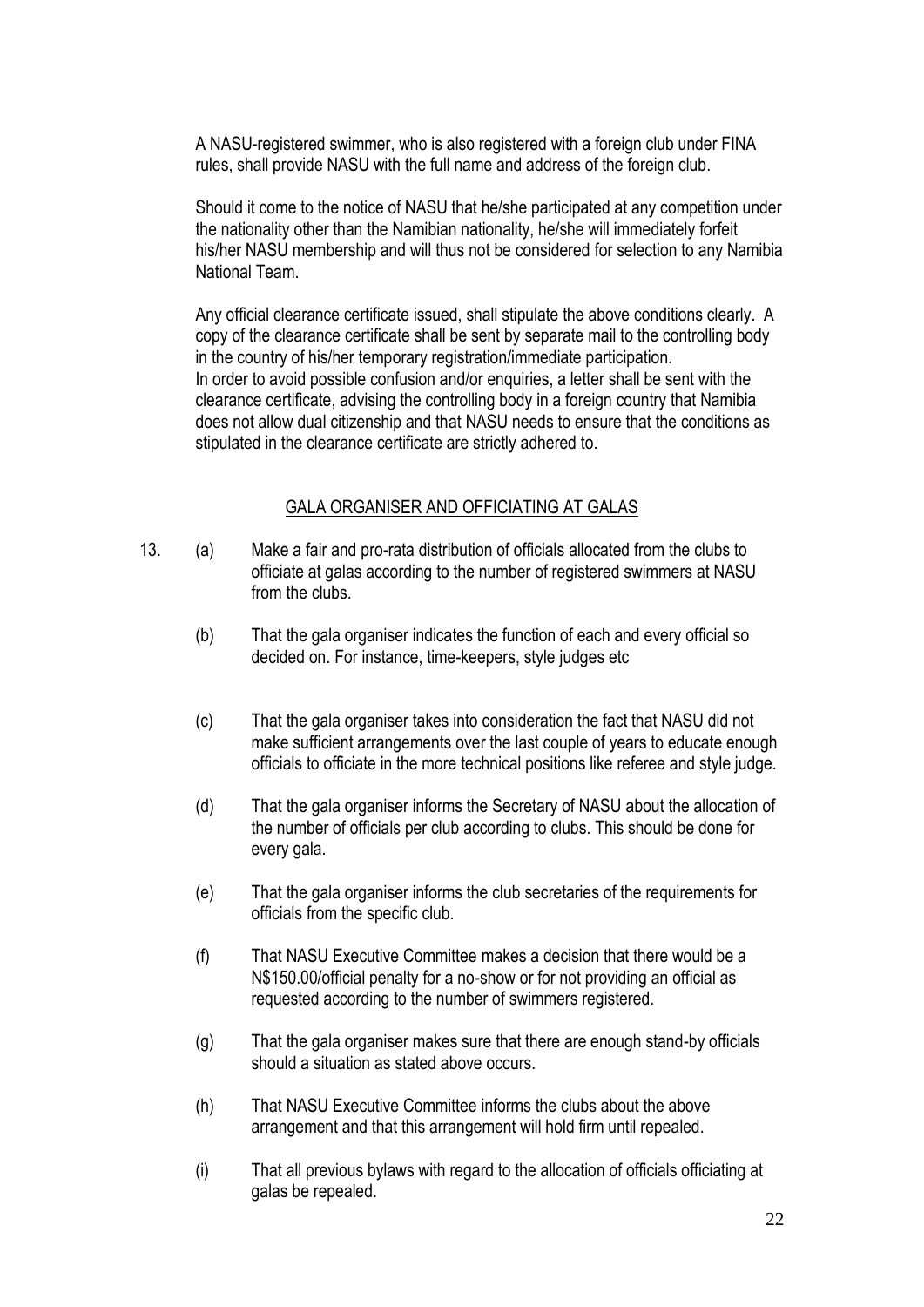A NASU-registered swimmer, who is also registered with a foreign club under FINA rules, shall provide NASU with the full name and address of the foreign club.

Should it come to the notice of NASU that he/she participated at any competition under the nationality other than the Namibian nationality, he/she will immediately forfeit his/her NASU membership and will thus not be considered for selection to any Namibia National Team.

Any official clearance certificate issued, shall stipulate the above conditions clearly. A copy of the clearance certificate shall be sent by separate mail to the controlling body in the country of his/her temporary registration/immediate participation.
In order to avoid possible confusion and/or enquiries, a letter shall be sent with the clearance certificate, advising the controlling body in a foreign country that Namibia does not allow dual citizenship and that NASU needs to ensure that the conditions as stipulated in the clearance certificate are strictly adhered to.

## GALA ORGANISER AND OFFICIATING AT GALAS

13. (a) Make a fair and pro-rata distribution of officials allocated from the clubs to officiate at galas according to the number of registered swimmers at NASU from the clubs.

    (b) That the gala organiser indicates the function of each and every official so decided on. For instance, time-keepers, style judges etc

    (c) That the gala organiser takes into consideration the fact that NASU did not make sufficient arrangements over the last couple of years to educate enough officials to officiate in the more technical positions like referee and style judge.

    (d) That the gala organiser informs the Secretary of NASU about the allocation of the number of officials per club according to clubs. This should be done for every gala.

    (e) That the gala organiser informs the club secretaries of the requirements for officials from the specific club.

    (f) That NASU Executive Committee makes a decision that there would be a N$150.00/official penalty for a no-show or for not providing an official as requested according to the number of swimmers registered.

    (g) That the gala organiser makes sure that there are enough stand-by officials should a situation as stated above occurs.

    (h) That NASU Executive Committee informs the clubs about the above arrangement and that this arrangement will hold firm until repealed.

    (i) That all previous bylaws with regard to the allocation of officials officiating at galas be repealed.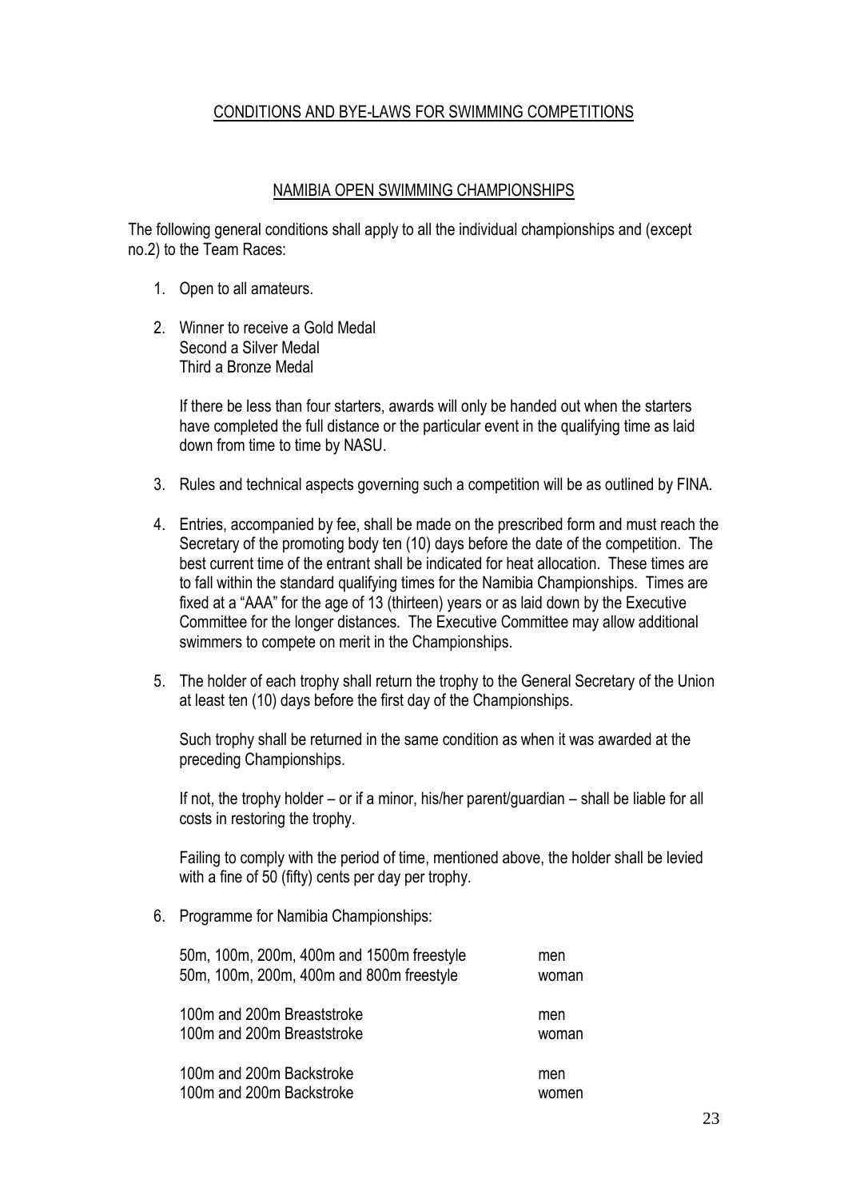## CONDITIONS AND BYE-LAWS FOR SWIMMING COMPETITIONS

### NAMIBIA OPEN SWIMMING CHAMPIONSHIPS

The following general conditions shall apply to all the individual championships and (except no.2) to the Team Races:

1. Open to all amateurs.

2. Winner to receive a Gold Medal
   Second a Silver Medal
   Third a Bronze Medal

   If there be less than four starters, awards will only be handed out when the starters have completed the full distance or the particular event in the qualifying time as laid down from time to time by NASU.

3. Rules and technical aspects governing such a competition will be as outlined by FINA.

4. Entries, accompanied by fee, shall be made on the prescribed form and must reach the Secretary of the promoting body ten (10) days before the date of the competition. The best current time of the entrant shall be indicated for heat allocation. These times are to fall within the standard qualifying times for the Namibia Championships. Times are fixed at a "AAA" for the age of 13 (thirteen) years or as laid down by the Executive Committee for the longer distances. The Executive Committee may allow additional swimmers to compete on merit in the Championships.

5. The holder of each trophy shall return the trophy to the General Secretary of the Union at least ten (10) days before the first day of the Championships.

   Such trophy shall be returned in the same condition as when it was awarded at the preceding Championships.

   If not, the trophy holder – or if a minor, his/her parent/guardian – shall be liable for all costs in restoring the trophy.

   Failing to comply with the period of time, mentioned above, the holder shall be levied with a fine of 50 (fifty) cents per day per trophy.

6. Programme for Namibia Championships:

| | |
|---|---|
| 50m, 100m, 200m, 400m and 1500m freestyle | men |
| 50m, 100m, 200m, 400m and 800m freestyle | woman |
| 100m and 200m Breaststroke | men |
| 100m and 200m Breaststroke | woman |
| 100m and 200m Backstroke | men |
| 100m and 200m Backstroke | women |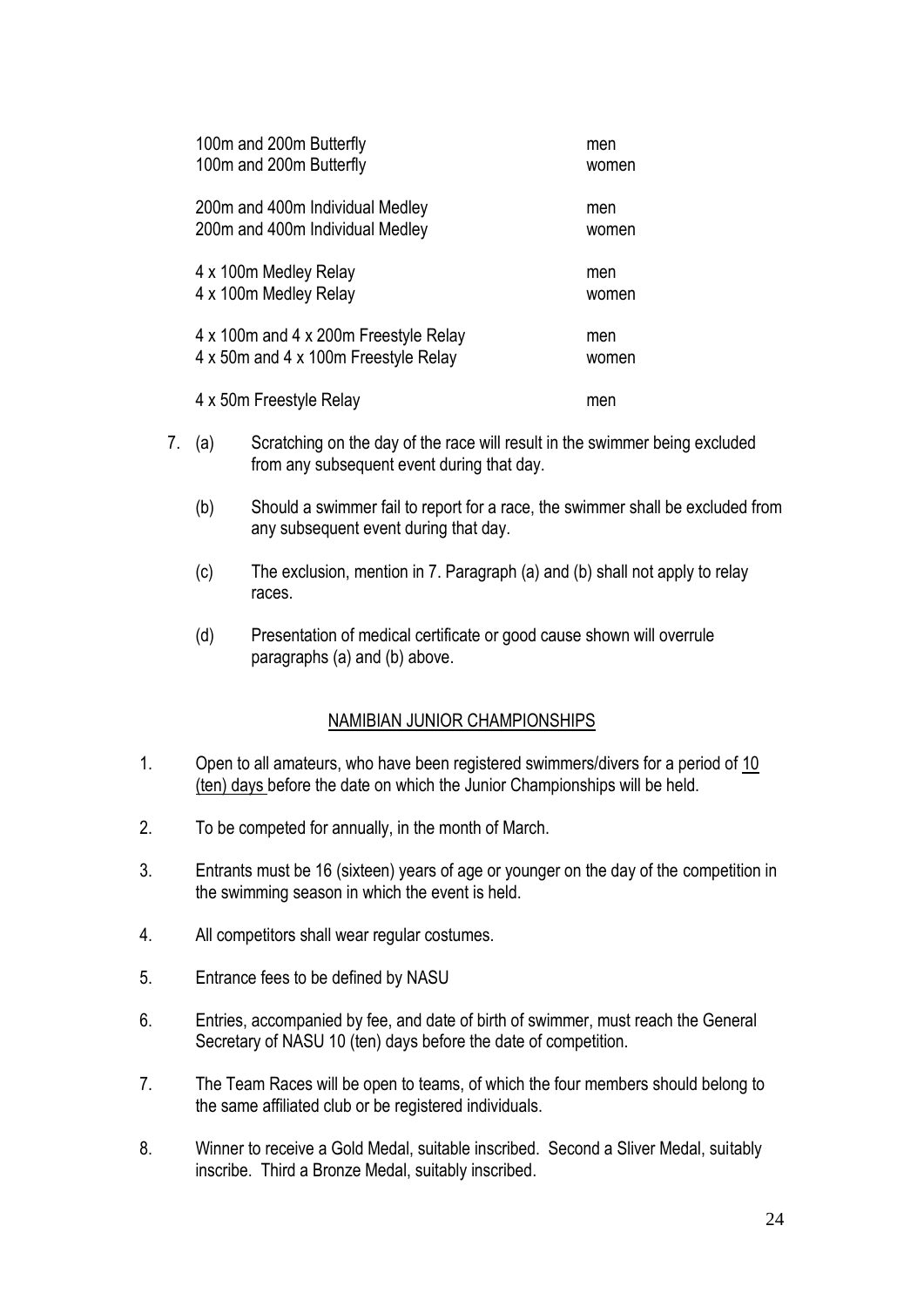| | |
|---|---|
| 100m and 200m Butterfly | men |
| 100m and 200m Butterfly | women |
| 200m and 400m Individual Medley | men |
| 200m and 400m Individual Medley | women |
| 4 x 100m Medley Relay | men |
| 4 x 100m Medley Relay | women |
| 4 x 100m and 4 x 200m Freestyle Relay | men |
| 4 x 50m and 4 x 100m Freestyle Relay | women |
| 4 x 50m Freestyle Relay | men |

7. (a) Scratching on the day of the race will result in the swimmer being excluded from any subsequent event during that day.

   (b) Should a swimmer fail to report for a race, the swimmer shall be excluded from any subsequent event during that day.

   (c) The exclusion, mention in 7. Paragraph (a) and (b) shall not apply to relay races.

   (d) Presentation of medical certificate or good cause shown will overrule paragraphs (a) and (b) above.

## NAMIBIAN JUNIOR CHAMPIONSHIPS

1. Open to all amateurs, who have been registered swimmers/divers for a period of <u>10 (ten) days</u> before the date on which the Junior Championships will be held.
2. To be competed for annually, in the month of March.
3. Entrants must be 16 (sixteen) years of age or younger on the day of the competition in the swimming season in which the event is held.
4. All competitors shall wear regular costumes.
5. Entrance fees to be defined by NASU
6. Entries, accompanied by fee, and date of birth of swimmer, must reach the General Secretary of NASU 10 (ten) days before the date of competition.
7. The Team Races will be open to teams, of which the four members should belong to the same affiliated club or be registered individuals.
8. Winner to receive a Gold Medal, suitable inscribed. Second a Sliver Medal, suitably inscribe. Third a Bronze Medal, suitably inscribed.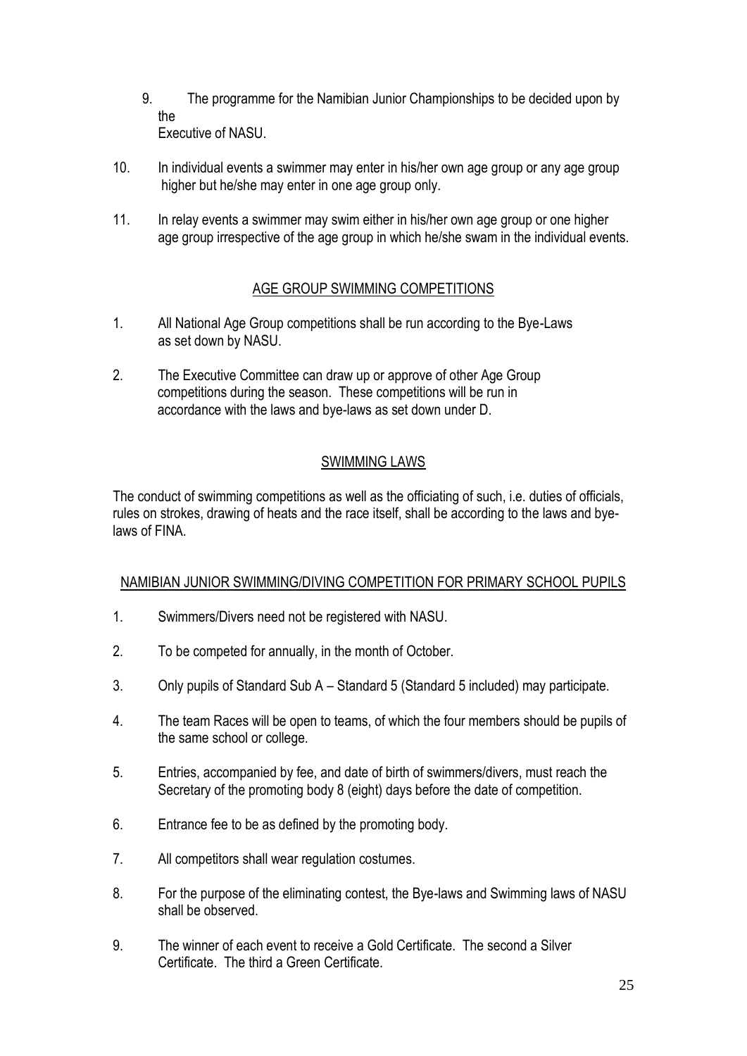9. The programme for the Namibian Junior Championships to be decided upon by the Executive of NASU.

10. In individual events a swimmer may enter in his/her own age group or any age group higher but he/she may enter in one age group only.

11. In relay events a swimmer may swim either in his/her own age group or one higher age group irrespective of the age group in which he/she swam in the individual events.

## AGE GROUP SWIMMING COMPETITIONS

1. All National Age Group competitions shall be run according to the Bye-Laws as set down by NASU.

2. The Executive Committee can draw up or approve of other Age Group competitions during the season. These competitions will be run in accordance with the laws and bye-laws as set down under D.

## SWIMMING LAWS

The conduct of swimming competitions as well as the officiating of such, i.e. duties of officials, rules on strokes, drawing of heats and the race itself, shall be according to the laws and bye-laws of FINA.

## NAMIBIAN JUNIOR SWIMMING/DIVING COMPETITION FOR PRIMARY SCHOOL PUPILS

1. Swimmers/Divers need not be registered with NASU.

2. To be competed for annually, in the month of October.

3. Only pupils of Standard Sub A – Standard 5 (Standard 5 included) may participate.

4. The team Races will be open to teams, of which the four members should be pupils of the same school or college.

5. Entries, accompanied by fee, and date of birth of swimmers/divers, must reach the Secretary of the promoting body 8 (eight) days before the date of competition.

6. Entrance fee to be as defined by the promoting body.

7. All competitors shall wear regulation costumes.

8. For the purpose of the eliminating contest, the Bye-laws and Swimming laws of NASU shall be observed.

9. The winner of each event to receive a Gold Certificate. The second a Silver Certificate. The third a Green Certificate.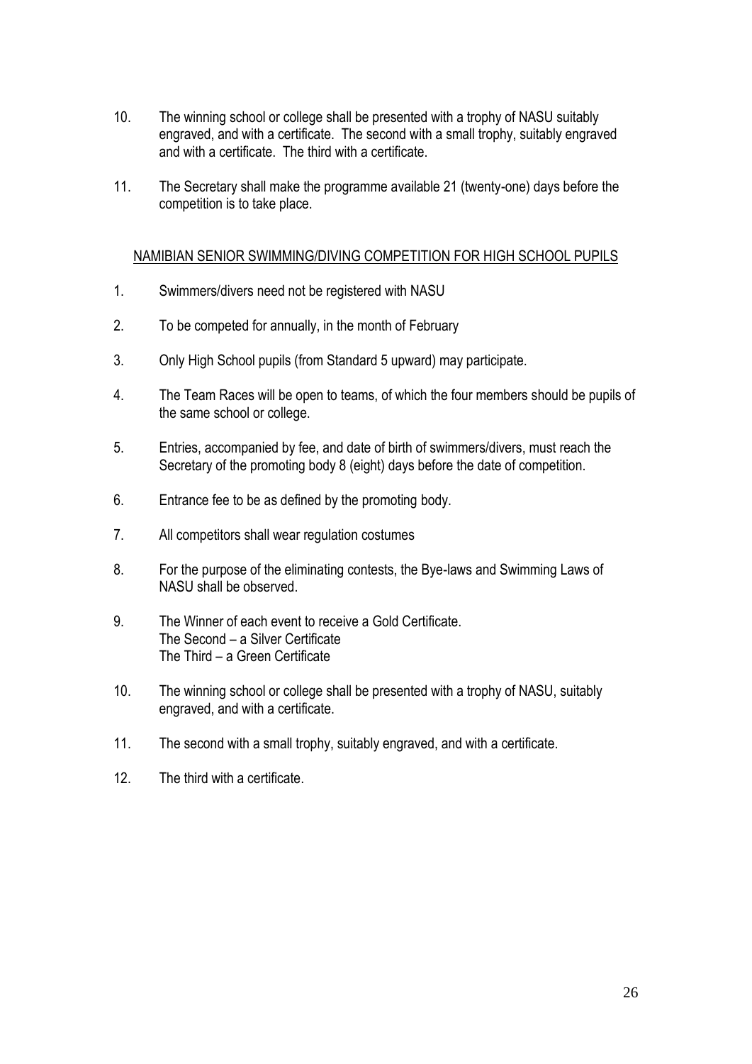10. The winning school or college shall be presented with a trophy of NASU suitably engraved, and with a certificate. The second with a small trophy, suitably engraved and with a certificate. The third with a certificate.

11. The Secretary shall make the programme available 21 (twenty-one) days before the competition is to take place.

<u>NAMIBIAN SENIOR SWIMMING/DIVING COMPETITION FOR HIGH SCHOOL PUPILS</u>

1. Swimmers/divers need not be registered with NASU

2. To be competed for annually, in the month of February

3. Only High School pupils (from Standard 5 upward) may participate.

4. The Team Races will be open to teams, of which the four members should be pupils of the same school or college.

5. Entries, accompanied by fee, and date of birth of swimmers/divers, must reach the Secretary of the promoting body 8 (eight) days before the date of competition.

6. Entrance fee to be as defined by the promoting body.

7. All competitors shall wear regulation costumes

8. For the purpose of the eliminating contests, the Bye-laws and Swimming Laws of NASU shall be observed.

9. The Winner of each event to receive a Gold Certificate.
   The Second – a Silver Certificate
   The Third – a Green Certificate

10. The winning school or college shall be presented with a trophy of NASU, suitably engraved, and with a certificate.

11. The second with a small trophy, suitably engraved, and with a certificate.

12. The third with a certificate.